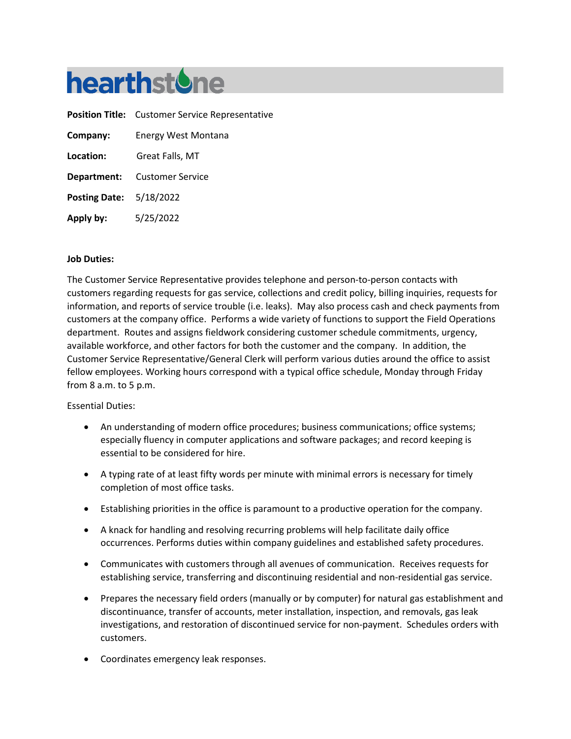# hearthstone

**Position Title:** Customer Service Representative

**Company:** Energy West Montana

**Location:** Great Falls, MT

**Department:** Customer Service

**Posting Date:** 5/18/2022

**Apply by:** 5/25/2022

**Job Duties:**

The Customer Service Representative provides telephone and person-to-person contacts with customers regarding requests for gas service, collections and credit policy, billing inquiries, requests for information, and reports of service trouble (i.e. leaks). May also process cash and check payments from customers at the company office. Performs a wide variety of functions to support the Field Operations department. Routes and assigns fieldwork considering customer schedule commitments, urgency, available workforce, and other factors for both the customer and the company. In addition, the Customer Service Representative/General Clerk will perform various duties around the office to assist fellow employees. Working hours correspond with a typical office schedule, Monday through Friday from 8 a.m. to 5 p.m.

Essential Duties:

- An understanding of modern office procedures; business communications; office systems; especially fluency in computer applications and software packages; and record keeping is essential to be considered for hire.
- A typing rate of at least fifty words per minute with minimal errors is necessary for timely completion of most office tasks.
- Establishing priorities in the office is paramount to a productive operation for the company.
- A knack for handling and resolving recurring problems will help facilitate daily office occurrences. Performs duties within company guidelines and established safety procedures.
- Communicates with customers through all avenues of communication. Receives requests for establishing service, transferring and discontinuing residential and non-residential gas service.
- Prepares the necessary field orders (manually or by computer) for natural gas establishment and discontinuance, transfer of accounts, meter installation, inspection, and removals, gas leak investigations, and restoration of discontinued service for non-payment. Schedules orders with customers.
- Coordinates emergency leak responses.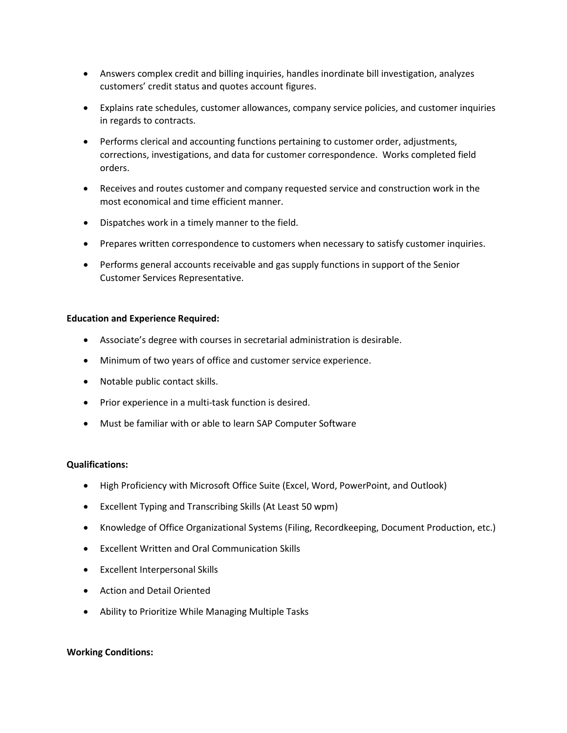- Answers complex credit and billing inquiries, handles inordinate bill investigation, analyzes customers' credit status and quotes account figures.
- Explains rate schedules, customer allowances, company service policies, and customer inquiries in regards to contracts.
- Performs clerical and accounting functions pertaining to customer order, adjustments, corrections, investigations, and data for customer correspondence. Works completed field orders.
- Receives and routes customer and company requested service and construction work in the most economical and time efficient manner.
- Dispatches work in a timely manner to the field.
- Prepares written correspondence to customers when necessary to satisfy customer inquiries.
- Performs general accounts receivable and gas supply functions in support of the Senior Customer Services Representative.

**Education and Experience Required:**

- Associate's degree with courses in secretarial administration is desirable.
- Minimum of two years of office and customer service experience.
- Notable public contact skills.
- Prior experience in a multi-task function is desired.
- Must be familiar with or able to learn SAP Computer Software

**Qualifications:**

- High Proficiency with Microsoft Office Suite (Excel, Word, PowerPoint, and Outlook)
- Excellent Typing and Transcribing Skills (At Least 50 wpm)
- Knowledge of Office Organizational Systems (Filing, Recordkeeping, Document Production, etc.)
- Excellent Written and Oral Communication Skills
- Excellent Interpersonal Skills
- Action and Detail Oriented
- Ability to Prioritize While Managing Multiple Tasks

**Working Conditions:**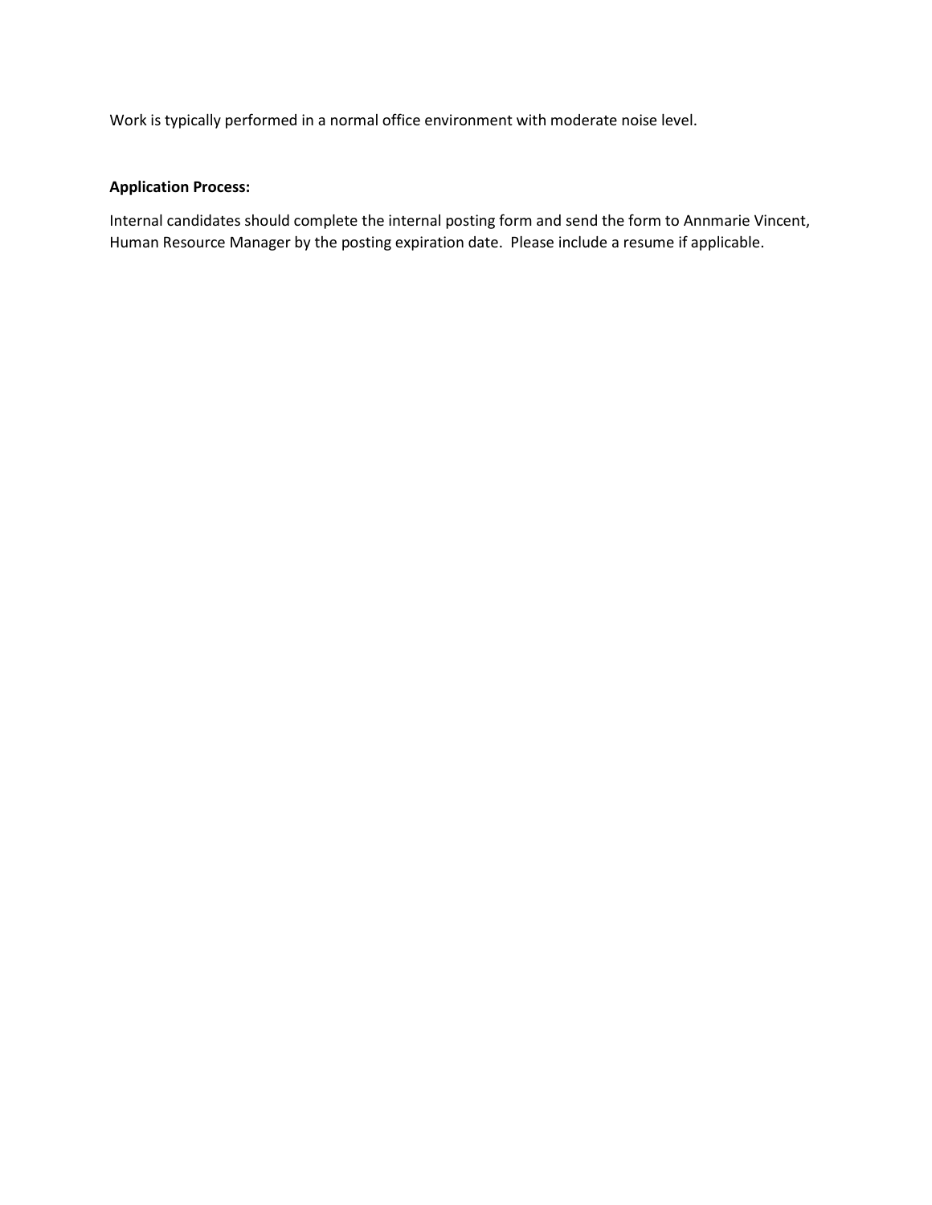Work is typically performed in a normal office environment with moderate noise level.

**Application Process:**

Internal candidates should complete the internal posting form and send the form to Annmarie Vincent, Human Resource Manager by the posting expiration date. Please include a resume if applicable.